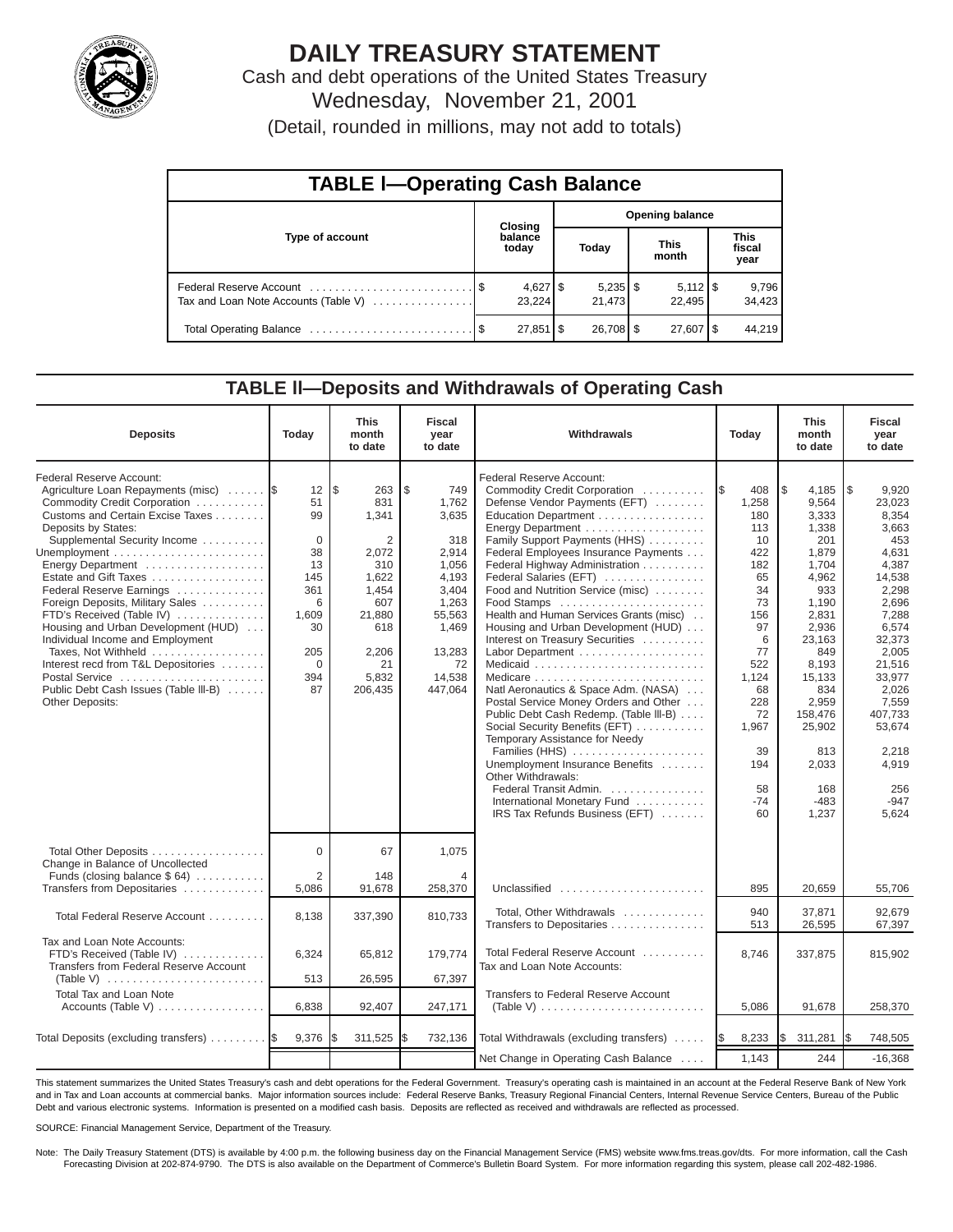# DAILY TREASURY STATEMENT

Cash and debt operations of the United States Treasury

Wednesday, November 21, 2001

(Detail, rounded in millions, may not add to totals)

## TABLE I—Operating Cash Balance

| Type of account | Closing balance today | Opening balance Today | Opening balance This month | Opening balance This fiscal year |
|---|---|---|---|---|
| Federal Reserve Account | $ 4,627 | $ 5,235 | $ 5,112 | $ 9,796 |
| Tax and Loan Note Accounts (Table V) | 23,224 | 21,473 | 22,495 | 34,423 |
| Total Operating Balance | $ 27,851 | $ 26,708 | $ 27,607 | $ 44,219 |

## TABLE II—Deposits and Withdrawals of Operating Cash

| Deposits | Today | This month to date | Fiscal year to date | Withdrawals | Today | This month to date | Fiscal year to date |
|---|---|---|---|---|---|---|---|
| Federal Reserve Account: | | | | Federal Reserve Account: | | | |
| Agriculture Loan Repayments (misc) | $ 12 | $ 263 | $ 749 | Commodity Credit Corporation | $ 408 | $ 4,185 | $ 9,920 |
| Commodity Credit Corporation | 51 | 831 | 1,762 | Defense Vendor Payments (EFT) | 1,258 | 9,564 | 23,023 |
| Customs and Certain Excise Taxes | 99 | 1,341 | 3,635 | Education Department | 180 | 3,333 | 8,354 |
| Deposits by States: | | | | Energy Department | 113 | 1,338 | 3,663 |
| Supplemental Security Income | 0 | 2 | 318 | Family Support Payments (HHS) | 10 | 201 | 453 |
| Unemployment | 38 | 2,072 | 2,914 | Federal Employees Insurance Payments | 422 | 1,879 | 4,631 |
| Energy Department | 13 | 310 | 1,056 | Federal Highway Administration | 182 | 1,704 | 4,387 |
| Estate and Gift Taxes | 145 | 1,622 | 4,193 | Federal Salaries (EFT) | 65 | 4,962 | 14,538 |
| Federal Reserve Earnings | 361 | 1,454 | 3,404 | Food and Nutrition Service (misc) | 34 | 933 | 2,298 |
| Foreign Deposits, Military Sales | 6 | 607 | 1,263 | Food Stamps | 73 | 1,190 | 2,696 |
| FTD's Received (Table IV) | 1,609 | 21,880 | 55,563 | Health and Human Services Grants (misc) | 156 | 2,831 | 7,288 |
| Housing and Urban Development (HUD) | 30 | 618 | 1,469 | Housing and Urban Development (HUD) | 97 | 2,936 | 6,574 |
| Individual Income and Employment Taxes, Not Withheld | 205 | 2,206 | 13,283 | Interest on Treasury Securities | 6 | 23,163 | 32,373 |
| Interest recd from T&L Depositories | 0 | 21 | 72 | Labor Department | 77 | 849 | 2,005 |
| Postal Service | 394 | 5,832 | 14,538 | Medicaid | 522 | 8,193 | 21,516 |
| Public Debt Cash Issues (Table III-B) | 87 | 206,435 | 447,064 | Medicare | 1,124 | 15,133 | 33,977 |
| Other Deposits: | | | | Natl Aeronautics & Space Adm. (NASA) | 68 | 834 | 2,026 |
| | | | | Postal Service Money Orders and Other | 228 | 2,959 | 7,559 |
| | | | | Public Debt Cash Redemp. (Table III-B) | 72 | 158,476 | 407,733 |
| | | | | Social Security Benefits (EFT) | 1,967 | 25,902 | 53,674 |
| | | | | Temporary Assistance for Needy Families (HHS) | 39 | 813 | 2,218 |
| | | | | Unemployment Insurance Benefits | 194 | 2,033 | 4,919 |
| | | | | Other Withdrawals: | | | |
| | | | | Federal Transit Admin. | 58 | 168 | 256 |
| | | | | International Monetary Fund | -74 | -483 | -947 |
| | | | | IRS Tax Refunds Business (EFT) | 60 | 1,237 | 5,624 |
| Total Other Deposits | 0 | 67 | 1,075 | | | | |
| Change in Balance of Uncollected Funds (closing balance $ 64) | 2 | 148 | 4 | | | | |
| Transfers from Depositaries | 5,086 | 91,678 | 258,370 | Unclassified | 895 | 20,659 | 55,706 |
| Total Federal Reserve Account | 8,138 | 337,390 | 810,733 | Total, Other Withdrawals | 940 | 37,871 | 92,679 |
| | | | | Transfers to Depositaries | 513 | 26,595 | 67,397 |
| Tax and Loan Note Accounts: | | | | Total Federal Reserve Account | 8,746 | 337,875 | 815,902 |
| FTD's Received (Table IV) | 6,324 | 65,812 | 179,774 | Tax and Loan Note Accounts: | | | |
| Transfers from Federal Reserve Account (Table V) | 513 | 26,595 | 67,397 | | | | |
| Total Tax and Loan Note Accounts (Table V) | 6,838 | 92,407 | 247,171 | Transfers to Federal Reserve Account (Table V) | 5,086 | 91,678 | 258,370 |
| Total Deposits (excluding transfers) | $ 9,376 | $ 311,525 | $ 732,136 | Total Withdrawals (excluding transfers) | $ 8,233 | $ 311,281 | $ 748,505 |
| | | | | Net Change in Operating Cash Balance | 1,143 | 244 | -16,368 |

This statement summarizes the United States Treasury's cash and debt operations for the Federal Government. Treasury's operating cash is maintained in an account at the Federal Reserve Bank of New York and in Tax and Loan accounts at commercial banks. Major information sources include: Federal Reserve Banks, Treasury Regional Financial Centers, Internal Revenue Service Centers, Bureau of the Public Debt and various electronic systems. Information is presented on a modified cash basis. Deposits are reflected as received and withdrawals are reflected as processed.

SOURCE: Financial Management Service, Department of the Treasury.

Note: The Daily Treasury Statement (DTS) is available by 4:00 p.m. the following business day on the Financial Management Service (FMS) website www.fms.treas.gov/dts. For more information, call the Cash Forecasting Division at 202-874-9790. The DTS is also available on the Department of Commerce's Bulletin Board System. For more information regarding this system, please call 202-482-1986.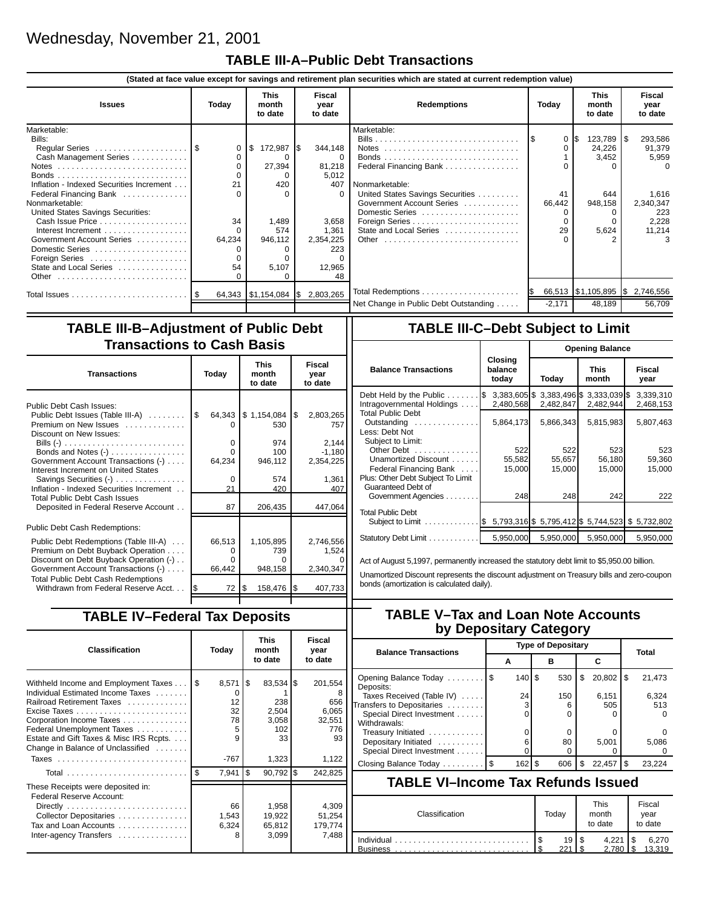Wednesday, November 21, 2001

# TABLE III-A–Public Debt Transactions

(Stated at face value except for savings and retirement plan securities which are stated at current redemption value)

| Issues | Today | This month to date | Fiscal year to date | Redemptions | Today | This month to date | Fiscal year to date |
|---|---|---|---|---|---|---|---|
| Marketable: | | | | Marketable: | | | |
| Bills: | | | | Bills | $ 0 | $ 123,789 | $ 293,586 |
| Regular Series | $ 0 | $ 172,987 | $ 344,148 | Notes | 0 | 24,226 | 91,379 |
| Cash Management Series | 0 | 0 | 0 | Bonds | 1 | 3,452 | 5,959 |
| Notes | 0 | 27,394 | 81,218 | Federal Financing Bank | 0 | 0 | 0 |
| Bonds | 0 | 0 | 5,012 | | | | |
| Inflation - Indexed Securities Increment | 21 | 420 | 407 | Nonmarketable: | | | |
| Federal Financing Bank | 0 | 0 | 0 | United States Savings Securities | 41 | 644 | 1,616 |
| Nonmarketable: | | | | Government Account Series | 66,442 | 948,158 | 2,340,347 |
| United States Savings Securities: | | | | Domestic Series | 0 | 0 | 223 |
| Cash Issue Price | 34 | 1,489 | 3,658 | Foreign Series | 0 | 0 | 2,228 |
| Interest Increment | 0 | 574 | 1,361 | State and Local Series | 29 | 5,624 | 11,214 |
| Government Account Series | 64,234 | 946,112 | 2,354,225 | Other | 0 | 2 | 3 |
| Domestic Series | 0 | 0 | 223 | | | | |
| Foreign Series | 0 | 0 | 0 | | | | |
| State and Local Series | 54 | 5,107 | 12,965 | | | | |
| Other | 0 | 0 | 48 | | | | |
| Total Issues | $ 64,343 | $1,154,084 | $ 2,803,265 | Total Redemptions | $ 66,513 | $1,105,895 | $ 2,746,556 |
| | | | | Net Change in Public Debt Outstanding | -2,171 | 48,189 | 56,709 |

# TABLE III-B–Adjustment of Public Debt Transactions to Cash Basis

| Transactions | Today | This month to date | Fiscal year to date |
|---|---|---|---|
| Public Debt Cash Issues: | | | |
| Public Debt Issues (Table III-A) | $ 64,343 | $ 1,154,084 | $ 2,803,265 |
| Premium on New Issues | 0 | 530 | 757 |
| Discount on New Issues: | | | |
| Bills (-) | 0 | 974 | 2,144 |
| Bonds and Notes (-) | 0 | 100 | -1,180 |
| Government Account Transactions (-) | 64,234 | 946,112 | 2,354,225 |
| Interest Increment on United States Savings Securities (-) | 0 | 574 | 1,361 |
| Inflation - Indexed Securities Increment | 21 | 420 | 407 |
| Total Public Debt Cash Issues Deposited in Federal Reserve Account | 87 | 206,435 | 447,064 |
| Public Debt Cash Redemptions: | | | |
| Public Debt Redemptions (Table III-A) | 66,513 | 1,105,895 | 2,746,556 |
| Premium on Debt Buyback Operation | 0 | 739 | 1,524 |
| Discount on Debt Buyback Operation (-) | 0 | 0 | 0 |
| Government Account Transactions (-) | 66,442 | 948,158 | 2,340,347 |
| Total Public Debt Cash Redemptions Withdrawn from Federal Reserve Acct. | $ 72 | $ 158,476 | $ 407,733 |

# TABLE III-C–Debt Subject to Limit

| Balance Transactions | Closing balance today | Opening Balance Today | Opening Balance This month | Opening Balance Fiscal year |
|---|---|---|---|---|
| Debt Held by the Public | $ 3,383,605 | $ 3,383,496 | $ 3,333,039 | $ 3,339,310 |
| Intragovernmental Holdings | 2,480,568 | 2,482,847 | 2,482,944 | 2,468,153 |
| Total Public Debt Outstanding | 5,864,173 | 5,866,343 | 5,815,983 | 5,807,463 |
| Less: Debt Not Subject to Limit: | | | | |
| Other Debt | 522 | 522 | 523 | 523 |
| Unamortized Discount | 55,582 | 55,657 | 56,180 | 59,360 |
| Federal Financing Bank | 15,000 | 15,000 | 15,000 | 15,000 |
| Plus: Other Debt Subject To Limit Guaranteed Debt of Government Agencies | 248 | 248 | 242 | 222 |
| Total Public Debt Subject to Limit | $ 5,793,316 | $ 5,795,412 | $ 5,744,523 | $ 5,732,802 |
| Statutory Debt Limit | 5,950,000 | 5,950,000 | 5,950,000 | 5,950,000 |

Act of August 5,1997, permanently increased the statutory debt limit to $5,950.00 billion.

Unamortized Discount represents the discount adjustment on Treasury bills and zero-coupon bonds (amortization is calculated daily).

# TABLE IV–Federal Tax Deposits

| Classification | Today | This month to date | Fiscal year to date |
|---|---|---|---|
| Withheld Income and Employment Taxes | $ 8,571 | $ 83,534 | $ 201,554 |
| Individual Estimated Income Taxes | 0 | 1 | 8 |
| Railroad Retirement Taxes | 12 | 238 | 656 |
| Excise Taxes | 32 | 2,504 | 6,065 |
| Corporation Income Taxes | 78 | 3,058 | 32,551 |
| Federal Unemployment Taxes | 5 | 102 | 776 |
| Estate and Gift Taxes & Misc IRS Rcpts. | 9 | 33 | 93 |
| Change in Balance of Unclassified Taxes | -767 | 1,323 | 1,122 |
| Total | $ 7,941 | $ 90,792 | $ 242,825 |
| These Receipts were deposited in: | | | |
| Federal Reserve Account: | | | |
| Directly | 66 | 1,958 | 4,309 |
| Collector Depositaries | 1,543 | 19,922 | 51,254 |
| Tax and Loan Accounts | 6,324 | 65,812 | 179,774 |
| Inter-agency Transfers | 8 | 3,099 | 7,488 |

# TABLE V–Tax and Loan Note Accounts by Depositary Category

| Balance Transactions | Type of Depositary A | B | C | Total |
|---|---|---|---|---|
| Opening Balance Today | $ 140 | $ 530 | $ 20,802 | $ 21,473 |
| Deposits: | | | | |
| Taxes Received (Table IV) | 24 | 150 | 6,151 | 6,324 |
| Transfers to Depositaries | 3 | 6 | 505 | 513 |
| Special Direct Investment | 0 | 0 | 0 | 0 |
| Withdrawals: | | | | |
| Treasury Initiated | 0 | 0 | 0 | 0 |
| Depositary Initiated | 6 | 80 | 5,001 | 5,086 |
| Special Direct Investment | 0 | 0 | 0 | 0 |
| Closing Balance Today | $ 162 | $ 606 | $ 22,457 | $ 23,224 |

# TABLE VI–Income Tax Refunds Issued

| Classification | Today | This month to date | Fiscal year to date |
|---|---|---|---|
| Individual | $ 19 | $ 4,221 | $ 6,270 |
| Business | $ 221 | $ 2,780 | $ 13,319 |